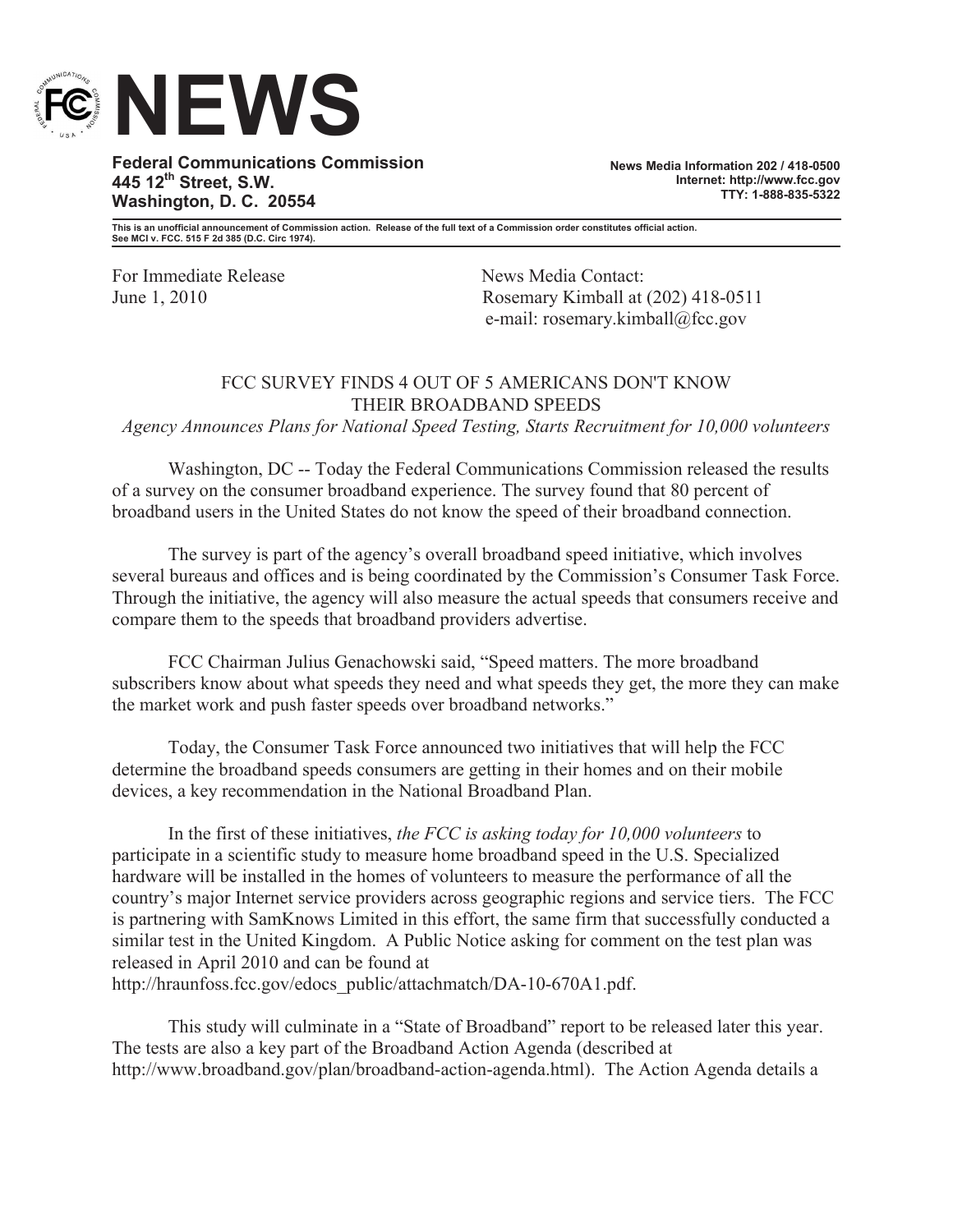# NEWS

**Federal Communications Commission**
**445 12th Street, S.W.**
**Washington, D. C. 20554**

**News Media Information 202 / 418-0500**
**Internet: http://www.fcc.gov**
**TTY: 1-888-835-5322**

**This is an unofficial announcement of Commission action. Release of the full text of a Commission order constitutes official action. See MCI v. FCC. 515 F 2d 385 (D.C. Circ 1974).**

For Immediate Release
June 1, 2010

News Media Contact:
Rosemary Kimball at (202) 418-0511
e-mail: rosemary.kimball@fcc.gov

## FCC SURVEY FINDS 4 OUT OF 5 AMERICANS DON'T KNOW THEIR BROADBAND SPEEDS

*Agency Announces Plans for National Speed Testing, Starts Recruitment for 10,000 volunteers*

Washington, DC -- Today the Federal Communications Commission released the results of a survey on the consumer broadband experience. The survey found that 80 percent of broadband users in the United States do not know the speed of their broadband connection.

The survey is part of the agency's overall broadband speed initiative, which involves several bureaus and offices and is being coordinated by the Commission's Consumer Task Force. Through the initiative, the agency will also measure the actual speeds that consumers receive and compare them to the speeds that broadband providers advertise.

FCC Chairman Julius Genachowski said, "Speed matters. The more broadband subscribers know about what speeds they need and what speeds they get, the more they can make the market work and push faster speeds over broadband networks."

Today, the Consumer Task Force announced two initiatives that will help the FCC determine the broadband speeds consumers are getting in their homes and on their mobile devices, a key recommendation in the National Broadband Plan.

In the first of these initiatives, *the FCC is asking today for 10,000 volunteers* to participate in a scientific study to measure home broadband speed in the U.S. Specialized hardware will be installed in the homes of volunteers to measure the performance of all the country's major Internet service providers across geographic regions and service tiers. The FCC is partnering with SamKnows Limited in this effort, the same firm that successfully conducted a similar test in the United Kingdom. A Public Notice asking for comment on the test plan was released in April 2010 and can be found at http://hraunfoss.fcc.gov/edocs_public/attachmatch/DA-10-670A1.pdf.

This study will culminate in a "State of Broadband" report to be released later this year. The tests are also a key part of the Broadband Action Agenda (described at http://www.broadband.gov/plan/broadband-action-agenda.html). The Action Agenda details a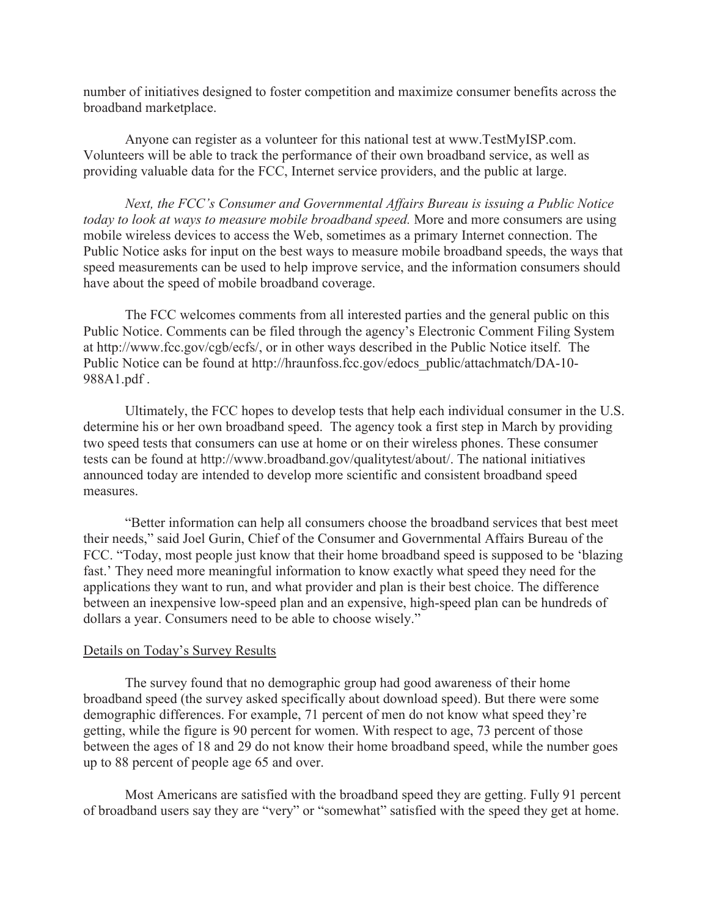number of initiatives designed to foster competition and maximize consumer benefits across the broadband marketplace.

Anyone can register as a volunteer for this national test at www.TestMyISP.com. Volunteers will be able to track the performance of their own broadband service, as well as providing valuable data for the FCC, Internet service providers, and the public at large.

*Next, the FCC's Consumer and Governmental Affairs Bureau is issuing a Public Notice today to look at ways to measure mobile broadband speed.* More and more consumers are using mobile wireless devices to access the Web, sometimes as a primary Internet connection. The Public Notice asks for input on the best ways to measure mobile broadband speeds, the ways that speed measurements can be used to help improve service, and the information consumers should have about the speed of mobile broadband coverage.

The FCC welcomes comments from all interested parties and the general public on this Public Notice. Comments can be filed through the agency's Electronic Comment Filing System at http://www.fcc.gov/cgb/ecfs/, or in other ways described in the Public Notice itself. The Public Notice can be found at http://hraunfoss.fcc.gov/edocs_public/attachmatch/DA-10-988A1.pdf .

Ultimately, the FCC hopes to develop tests that help each individual consumer in the U.S. determine his or her own broadband speed. The agency took a first step in March by providing two speed tests that consumers can use at home or on their wireless phones. These consumer tests can be found at http://www.broadband.gov/qualitytest/about/. The national initiatives announced today are intended to develop more scientific and consistent broadband speed measures.

"Better information can help all consumers choose the broadband services that best meet their needs," said Joel Gurin, Chief of the Consumer and Governmental Affairs Bureau of the FCC. "Today, most people just know that their home broadband speed is supposed to be 'blazing fast.' They need more meaningful information to know exactly what speed they need for the applications they want to run, and what provider and plan is their best choice. The difference between an inexpensive low-speed plan and an expensive, high-speed plan can be hundreds of dollars a year. Consumers need to be able to choose wisely."

<u>Details on Today's Survey Results</u>

The survey found that no demographic group had good awareness of their home broadband speed (the survey asked specifically about download speed). But there were some demographic differences. For example, 71 percent of men do not know what speed they're getting, while the figure is 90 percent for women. With respect to age, 73 percent of those between the ages of 18 and 29 do not know their home broadband speed, while the number goes up to 88 percent of people age 65 and over.

Most Americans are satisfied with the broadband speed they are getting. Fully 91 percent of broadband users say they are "very" or "somewhat" satisfied with the speed they get at home.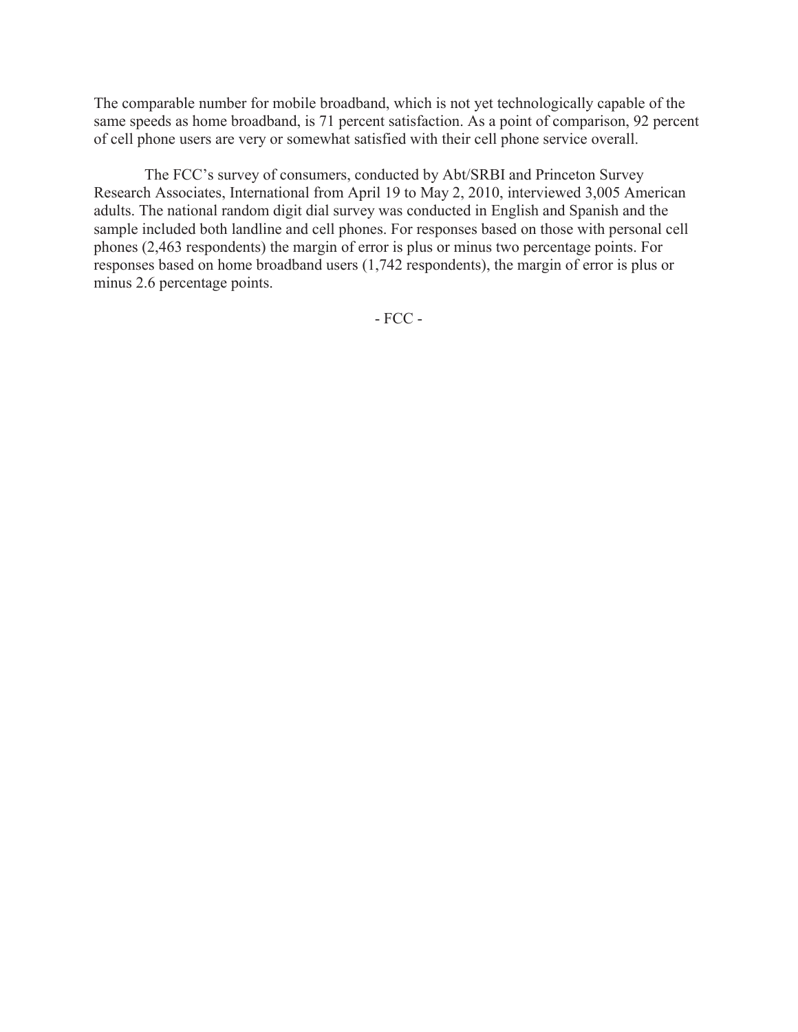The comparable number for mobile broadband, which is not yet technologically capable of the same speeds as home broadband, is 71 percent satisfaction. As a point of comparison, 92 percent of cell phone users are very or somewhat satisfied with their cell phone service overall.

The FCC's survey of consumers, conducted by Abt/SRBI and Princeton Survey Research Associates, International from April 19 to May 2, 2010, interviewed 3,005 American adults. The national random digit dial survey was conducted in English and Spanish and the sample included both landline and cell phones. For responses based on those with personal cell phones (2,463 respondents) the margin of error is plus or minus two percentage points. For responses based on home broadband users (1,742 respondents), the margin of error is plus or minus 2.6 percentage points.

- FCC -